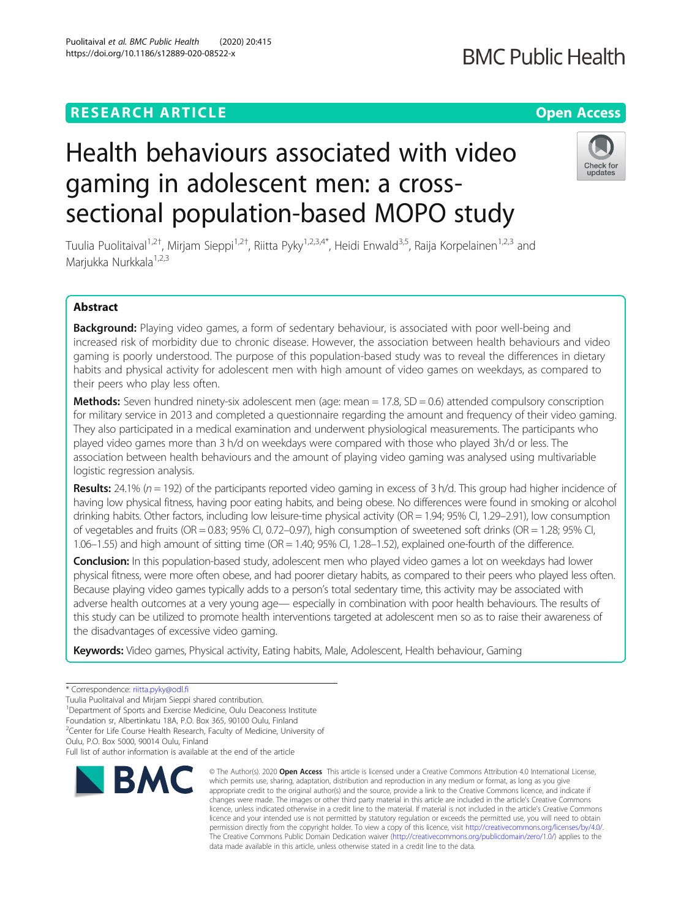RESEARCH ARTICLE

Open Access

# Health behaviours associated with video gaming in adolescent men: a cross-sectional population-based MOPO study

Tuulia Puolitaival[1,2†], Mirjam Sieppi[1,2†], Riitta Pyky[1,2,3,4*], Heidi Enwald[3,5], Raija Korpelainen[1,2,3] and Marjukka Nurkkala[1,2,3]

## Abstract

**Background:** Playing video games, a form of sedentary behaviour, is associated with poor well-being and increased risk of morbidity due to chronic disease. However, the association between health behaviours and video gaming is poorly understood. The purpose of this population-based study was to reveal the differences in dietary habits and physical activity for adolescent men with high amount of video games on weekdays, as compared to their peers who play less often.

**Methods:** Seven hundred ninety-six adolescent men (age: mean = 17.8, SD = 0.6) attended compulsory conscription for military service in 2013 and completed a questionnaire regarding the amount and frequency of their video gaming. They also participated in a medical examination and underwent physiological measurements. The participants who played video games more than 3 h/d on weekdays were compared with those who played 3h/d or less. The association between health behaviours and the amount of playing video gaming was analysed using multivariable logistic regression analysis.

**Results:** 24.1% ($n = 192$) of the participants reported video gaming in excess of 3 h/d. This group had higher incidence of having low physical fitness, having poor eating habits, and being obese. No differences were found in smoking or alcohol drinking habits. Other factors, including low leisure-time physical activity (OR = 1.94; 95% CI, 1.29–2.91), low consumption of vegetables and fruits (OR = 0.83; 95% CI, 0.72–0.97), high consumption of sweetened soft drinks (OR = 1.28; 95% CI, 1.06–1.55) and high amount of sitting time (OR = 1.40; 95% CI, 1.28–1.52), explained one-fourth of the difference.

**Conclusion:** In this population-based study, adolescent men who played video games a lot on weekdays had lower physical fitness, were more often obese, and had poorer dietary habits, as compared to their peers who played less often. Because playing video games typically adds to a person's total sedentary time, this activity may be associated with adverse health outcomes at a very young age— especially in combination with poor health behaviours. The results of this study can be utilized to promote health interventions targeted at adolescent men so as to raise their awareness of the disadvantages of excessive video gaming.

**Keywords:** Video games, Physical activity, Eating habits, Male, Adolescent, Health behaviour, Gaming

---

\* Correspondence: riitta.pyky@odl.fi

Tuulia Puolitaival and Mirjam Sieppi shared contribution.

[1]Department of Sports and Exercise Medicine, Oulu Deaconess Institute Foundation sr, Albertinkatu 18A, P.O. Box 365, 90100 Oulu, Finland

[2]Center for Life Course Health Research, Faculty of Medicine, University of Oulu, P.O. Box 5000, 90014 Oulu, Finland

Full list of author information is available at the end of the article

© The Author(s). 2020 **Open Access** This article is licensed under a Creative Commons Attribution 4.0 International License, which permits use, sharing, adaptation, distribution and reproduction in any medium or format, as long as you give appropriate credit to the original author(s) and the source, provide a link to the Creative Commons licence, and indicate if changes were made. The images or other third party material in this article are included in the article's Creative Commons licence, unless indicated otherwise in a credit line to the material. If material is not included in the article's Creative Commons licence and your intended use is not permitted by statutory regulation or exceeds the permitted use, you will need to obtain permission directly from the copyright holder. To view a copy of this licence, visit http://creativecommons.org/licenses/by/4.0/. The Creative Commons Public Domain Dedication waiver (http://creativecommons.org/publicdomain/zero/1.0/) applies to the data made available in this article, unless otherwise stated in a credit line to the data.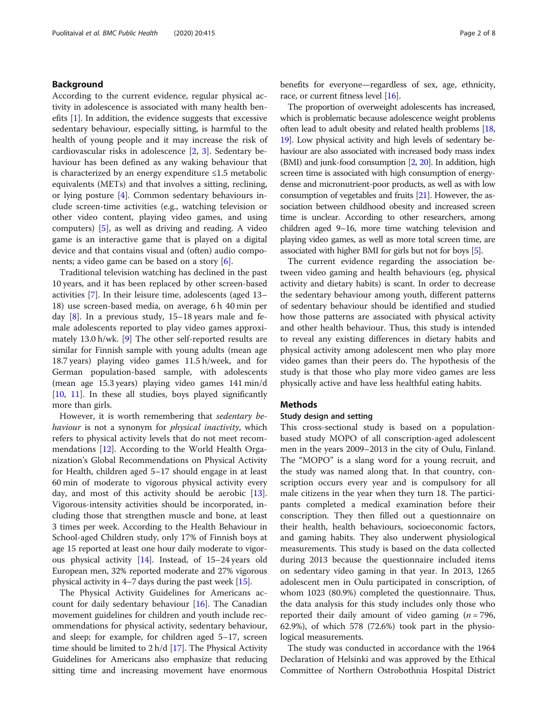## Background

According to the current evidence, regular physical activity in adolescence is associated with many health benefits [1]. In addition, the evidence suggests that excessive sedentary behaviour, especially sitting, is harmful to the health of young people and it may increase the risk of cardiovascular risks in adolescence [2, 3]. Sedentary behaviour has been defined as any waking behaviour that is characterized by an energy expenditure ≤1.5 metabolic equivalents (METs) and that involves a sitting, reclining, or lying posture [4]. Common sedentary behaviours include screen-time activities (e.g., watching television or other video content, playing video games, and using computers) [5], as well as driving and reading. A video game is an interactive game that is played on a digital device and that contains visual and (often) audio components; a video game can be based on a story [6].

Traditional television watching has declined in the past 10 years, and it has been replaced by other screen-based activities [7]. In their leisure time, adolescents (aged 13–18) use screen-based media, on average, 6 h 40 min per day [8]. In a previous study, 15–18 years male and female adolescents reported to play video games approximately 13.0 h/wk. [9] The other self-reported results are similar for Finnish sample with young adults (mean age 18.7 years) playing video games 11.5 h/week, and for German population-based sample, with adolescents (mean age 15.3 years) playing video games 141 min/d [10, 11]. In these all studies, boys played significantly more than girls.

However, it is worth remembering that *sedentary behaviour* is not a synonym for *physical inactivity*, which refers to physical activity levels that do not meet recommendations [12]. According to the World Health Organization's Global Recommendations on Physical Activity for Health, children aged 5–17 should engage in at least 60 min of moderate to vigorous physical activity every day, and most of this activity should be aerobic [13]. Vigorous-intensity activities should be incorporated, including those that strengthen muscle and bone, at least 3 times per week. According to the Health Behaviour in School-aged Children study, only 17% of Finnish boys at age 15 reported at least one hour daily moderate to vigorous physical activity [14]. Instead, of 15–24 years old European men, 32% reported moderate and 27% vigorous physical activity in 4–7 days during the past week [15].

The Physical Activity Guidelines for Americans account for daily sedentary behaviour [16]. The Canadian movement guidelines for children and youth include recommendations for physical activity, sedentary behaviour, and sleep; for example, for children aged 5–17, screen time should be limited to 2 h/d [17]. The Physical Activity Guidelines for Americans also emphasize that reducing sitting time and increasing movement have enormous benefits for everyone—regardless of sex, age, ethnicity, race, or current fitness level [16].

The proportion of overweight adolescents has increased, which is problematic because adolescence weight problems often lead to adult obesity and related health problems [18, 19]. Low physical activity and high levels of sedentary behaviour are also associated with increased body mass index (BMI) and junk-food consumption [2, 20]. In addition, high screen time is associated with high consumption of energy-dense and micronutrient-poor products, as well as with low consumption of vegetables and fruits [21]. However, the association between childhood obesity and increased screen time is unclear. According to other researchers, among children aged 9–16, more time watching television and playing video games, as well as more total screen time, are associated with higher BMI for girls but not for boys [5].

The current evidence regarding the association between video gaming and health behaviours (eg, physical activity and dietary habits) is scant. In order to decrease the sedentary behaviour among youth, different patterns of sedentary behaviour should be identified and studied how those patterns are associated with physical activity and other health behaviour. Thus, this study is intended to reveal any existing differences in dietary habits and physical activity among adolescent men who play more video games than their peers do. The hypothesis of the study is that those who play more video games are less physically active and have less healthful eating habits.

## Methods

### Study design and setting

This cross-sectional study is based on a population-based study MOPO of all conscription-aged adolescent men in the years 2009–2013 in the city of Oulu, Finland. The "MOPO" is a slang word for a young recruit, and the study was named along that. In that country, conscription occurs every year and is compulsory for all male citizens in the year when they turn 18. The participants completed a medical examination before their conscription. They then filled out a questionnaire on their health, health behaviours, socioeconomic factors, and gaming habits. They also underwent physiological measurements. This study is based on the data collected during 2013 because the questionnaire included items on sedentary video gaming in that year. In 2013, 1265 adolescent men in Oulu participated in conscription, of whom 1023 (80.9%) completed the questionnaire. Thus, the data analysis for this study includes only those who reported their daily amount of video gaming ($n = 796$, 62.9%), of which 578 (72.6%) took part in the physiological measurements.

The study was conducted in accordance with the 1964 Declaration of Helsinki and was approved by the Ethical Committee of Northern Ostrobothnia Hospital District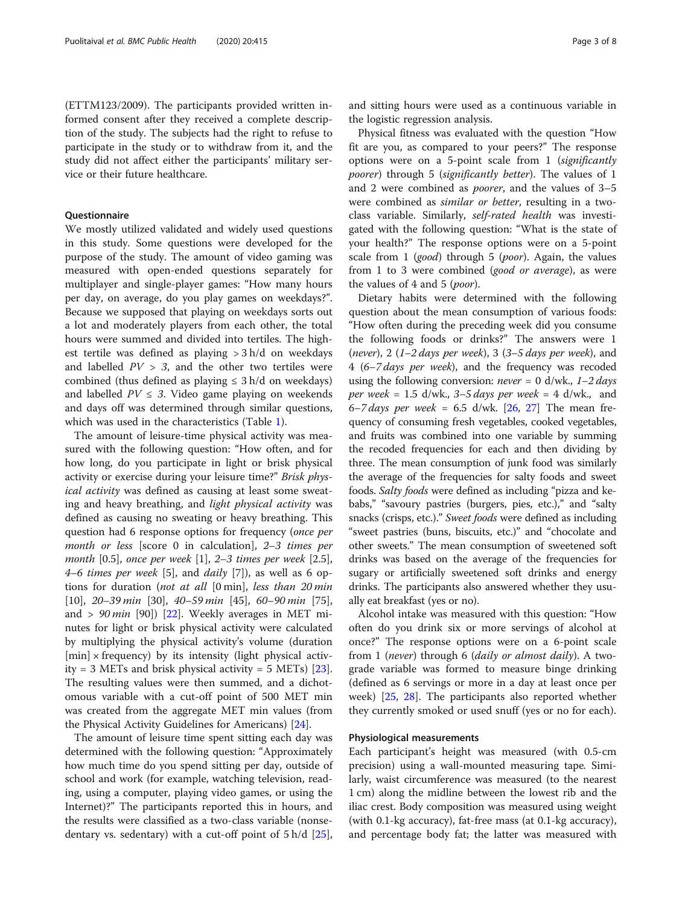(ETTM123/2009). The participants provided written informed consent after they received a complete description of the study. The subjects had the right to refuse to participate in the study or to withdraw from it, and the study did not affect either the participants' military service or their future healthcare.

### Questionnaire

We mostly utilized validated and widely used questions in this study. Some questions were developed for the purpose of the study. The amount of video gaming was measured with open-ended questions separately for multiplayer and single-player games: "How many hours per day, on average, do you play games on weekdays?". Because we supposed that playing on weekdays sorts out a lot and moderately players from each other, the total hours were summed and divided into tertiles. The highest tertile was defined as playing > 3 h/d on weekdays and labelled *PV > 3*, and the other two tertiles were combined (thus defined as playing ≤ 3 h/d on weekdays) and labelled *PV ≤ 3*. Video game playing on weekends and days off was determined through similar questions, which was used in the characteristics (Table 1).

The amount of leisure-time physical activity was measured with the following question: "How often, and for how long, do you participate in light or brisk physical activity or exercise during your leisure time?" *Brisk physical activity* was defined as causing at least some sweating and heavy breathing, and *light physical activity* was defined as causing no sweating or heavy breathing. This question had 6 response options for frequency (*once per month or less* [score 0 in calculation], *2–3 times per month* [0.5], *once per week* [1], *2–3 times per week* [2.5], *4–6 times per week* [5], and *daily* [7]), as well as 6 options for duration (*not at all* [0 min], *less than 20 min* [10], *20–39 min* [30], *40–59 min* [45], *60–90 min* [75], and *> 90 min* [90]) [22]. Weekly averages in MET minutes for light or brisk physical activity were calculated by multiplying the physical activity's volume (duration [min] × frequency) by its intensity (light physical activity = 3 METs and brisk physical activity = 5 METs) [23]. The resulting values were then summed, and a dichotomous variable with a cut-off point of 500 MET min was created from the aggregate MET min values (from the Physical Activity Guidelines for Americans) [24].

The amount of leisure time spent sitting each day was determined with the following question: "Approximately how much time do you spend sitting per day, outside of school and work (for example, watching television, reading, using a computer, playing video games, or using the Internet)?" The participants reported this in hours, and the results were classified as a two-class variable (nonsedentary vs. sedentary) with a cut-off point of 5 h/d [25], and sitting hours were used as a continuous variable in the logistic regression analysis.

Physical fitness was evaluated with the question "How fit are you, as compared to your peers?" The response options were on a 5-point scale from 1 (*significantly poorer*) through 5 (*significantly better*). The values of 1 and 2 were combined as *poorer*, and the values of 3–5 were combined as *similar or better*, resulting in a two-class variable. Similarly, *self-rated health* was investigated with the following question: "What is the state of your health?" The response options were on a 5-point scale from 1 (*good*) through 5 (*poor*). Again, the values from 1 to 3 were combined (*good or average*), as were the values of 4 and 5 (*poor*).

Dietary habits were determined with the following question about the mean consumption of various foods: "How often during the preceding week did you consume the following foods or drinks?" The answers were 1 (*never*), 2 (*1–2 days per week*), 3 (*3–5 days per week*), and 4 (*6–7 days per week*), and the frequency was recoded using the following conversion: *never* = 0 d/wk., *1–2 days per week* = 1.5 d/wk., *3–5 days per week* = 4 d/wk., and *6–7 days per week* = 6.5 d/wk. [26, 27] The mean frequency of consuming fresh vegetables, cooked vegetables, and fruits was combined into one variable by summing the recoded frequencies for each and then dividing by three. The mean consumption of junk food was similarly the average of the frequencies for salty foods and sweet foods. *Salty foods* were defined as including "pizza and kebabs," "savoury pastries (burgers, pies, etc.)," and "salty snacks (crisps, etc.)." *Sweet foods* were defined as including "sweet pastries (buns, biscuits, etc.)" and "chocolate and other sweets." The mean consumption of sweetened soft drinks was based on the average of the frequencies for sugary or artificially sweetened soft drinks and energy drinks. The participants also answered whether they usually eat breakfast (yes or no).

Alcohol intake was measured with this question: "How often do you drink six or more servings of alcohol at once?" The response options were on a 6-point scale from 1 (*never*) through 6 (*daily or almost daily*). A two-grade variable was formed to measure binge drinking (defined as 6 servings or more in a day at least once per week) [25, 28]. The participants also reported whether they currently smoked or used snuff (yes or no for each).

### Physiological measurements

Each participant's height was measured (with 0.5-cm precision) using a wall-mounted measuring tape. Similarly, waist circumference was measured (to the nearest 1 cm) along the midline between the lowest rib and the iliac crest. Body composition was measured using weight (with 0.1-kg accuracy), fat-free mass (at 0.1-kg accuracy), and percentage body fat; the latter was measured with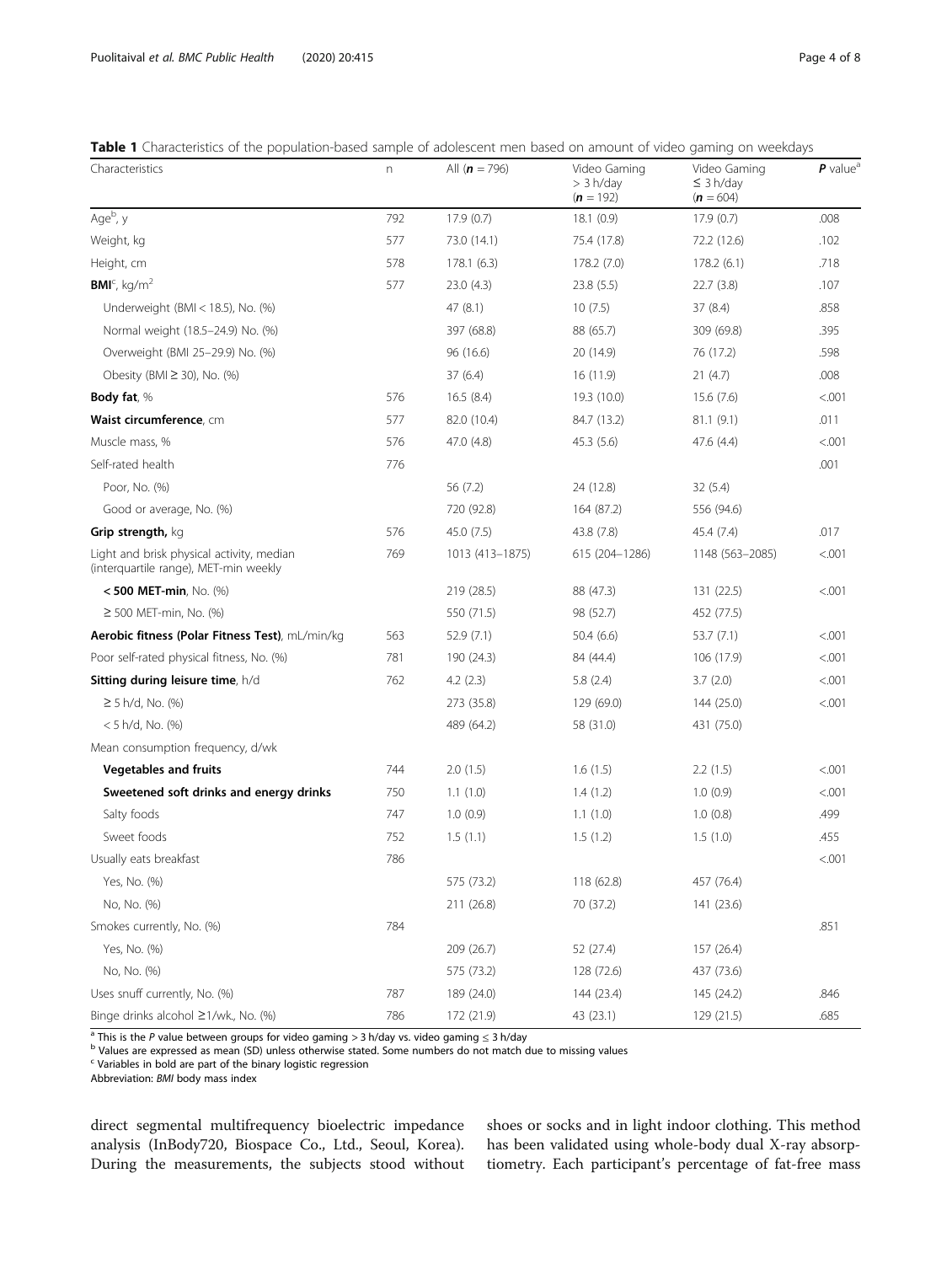**Table 1** Characteristics of the population-based sample of adolescent men based on amount of video gaming on weekdays

| Characteristics | n | All (**n** = 796) | Video Gaming > 3 h/day (**n** = 192) | Video Gaming ≤ 3 h/day (**n** = 604) | **P** value[a] |
|---|---|---|---|---|---|
| Age[b], y | 792 | 17.9 (0.7) | 18.1 (0.9) | 17.9 (0.7) | .008 |
| Weight, kg | 577 | 73.0 (14.1) | 75.4 (17.8) | 72.2 (12.6) | .102 |
| Height, cm | 578 | 178.1 (6.3) | 178.2 (7.0) | 178.2 (6.1) | .718 |
| **BMI**[c], kg/m$^2$ | 577 | 23.0 (4.3) | 23.8 (5.5) | 22.7 (3.8) | .107 |
| Underweight (BMI < 18.5), No. (%) | | 47 (8.1) | 10 (7.5) | 37 (8.4) | .858 |
| Normal weight (18.5–24.9) No. (%) | | 397 (68.8) | 88 (65.7) | 309 (69.8) | .395 |
| Overweight (BMI 25–29.9) No. (%) | | 96 (16.6) | 20 (14.9) | 76 (17.2) | .598 |
| Obesity (BMI ≥ 30), No. (%) | | 37 (6.4) | 16 (11.9) | 21 (4.7) | .008 |
| **Body fat**, % | 576 | 16.5 (8.4) | 19.3 (10.0) | 15.6 (7.6) | <.001 |
| **Waist circumference**, cm | 577 | 82.0 (10.4) | 84.7 (13.2) | 81.1 (9.1) | .011 |
| Muscle mass, % | 576 | 47.0 (4.8) | 45.3 (5.6) | 47.6 (4.4) | <.001 |
| Self-rated health | 776 | | | | .001 |
| Poor, No. (%) | | 56 (7.2) | 24 (12.8) | 32 (5.4) | |
| Good or average, No. (%) | | 720 (92.8) | 164 (87.2) | 556 (94.6) | |
| **Grip strength,** kg | 576 | 45.0 (7.5) | 43.8 (7.8) | 45.4 (7.4) | .017 |
| Light and brisk physical activity, median (interquartile range), MET-min weekly | 769 | 1013 (413–1875) | 615 (204–1286) | 1148 (563–2085) | <.001 |
| **< 500 MET-min**, No. (%) | | 219 (28.5) | 88 (47.3) | 131 (22.5) | <.001 |
| ≥ 500 MET-min, No. (%) | | 550 (71.5) | 98 (52.7) | 452 (77.5) | |
| **Aerobic fitness (Polar Fitness Test)**, mL/min/kg | 563 | 52.9 (7.1) | 50.4 (6.6) | 53.7 (7.1) | <.001 |
| Poor self-rated physical fitness, No. (%) | 781 | 190 (24.3) | 84 (44.4) | 106 (17.9) | <.001 |
| **Sitting during leisure time**, h/d | 762 | 4.2 (2.3) | 5.8 (2.4) | 3.7 (2.0) | <.001 |
| ≥ 5 h/d, No. (%) | | 273 (35.8) | 129 (69.0) | 144 (25.0) | <.001 |
| < 5 h/d, No. (%) | | 489 (64.2) | 58 (31.0) | 431 (75.0) | |
| Mean consumption frequency, d/wk | | | | | |
| **Vegetables and fruits** | 744 | 2.0 (1.5) | 1.6 (1.5) | 2.2 (1.5) | <.001 |
| **Sweetened soft drinks and energy drinks** | 750 | 1.1 (1.0) | 1.4 (1.2) | 1.0 (0.9) | <.001 |
| Salty foods | 747 | 1.0 (0.9) | 1.1 (1.0) | 1.0 (0.8) | .499 |
| Sweet foods | 752 | 1.5 (1.1) | 1.5 (1.2) | 1.5 (1.0) | .455 |
| Usually eats breakfast | 786 | | | | <.001 |
| Yes, No. (%) | | 575 (73.2) | 118 (62.8) | 457 (76.4) | |
| No, No. (%) | | 211 (26.8) | 70 (37.2) | 141 (23.6) | |
| Smokes currently, No. (%) | 784 | | | | .851 |
| Yes, No. (%) | | 209 (26.7) | 52 (27.4) | 157 (26.4) | |
| No, No. (%) | | 575 (73.2) | 128 (72.6) | 437 (73.6) | |
| Uses snuff currently, No. (%) | 787 | 189 (24.0) | 144 (23.4) | 145 (24.2) | .846 |
| Binge drinks alcohol ≥1/wk., No. (%) | 786 | 172 (21.9) | 43 (23.1) | 129 (21.5) | .685 |

[a] This is the *P* value between groups for video gaming > 3 h/day vs. video gaming ≤ 3 h/day
[b] Values are expressed as mean (SD) unless otherwise stated. Some numbers do not match due to missing values
[c] Variables in bold are part of the binary logistic regression
Abbreviation: *BMI* body mass index

direct segmental multifrequency bioelectric impedance analysis (InBody720, Biospace Co., Ltd., Seoul, Korea). During the measurements, the subjects stood without shoes or socks and in light indoor clothing. This method has been validated using whole-body dual X-ray absorptiometry. Each participant's percentage of fat-free mass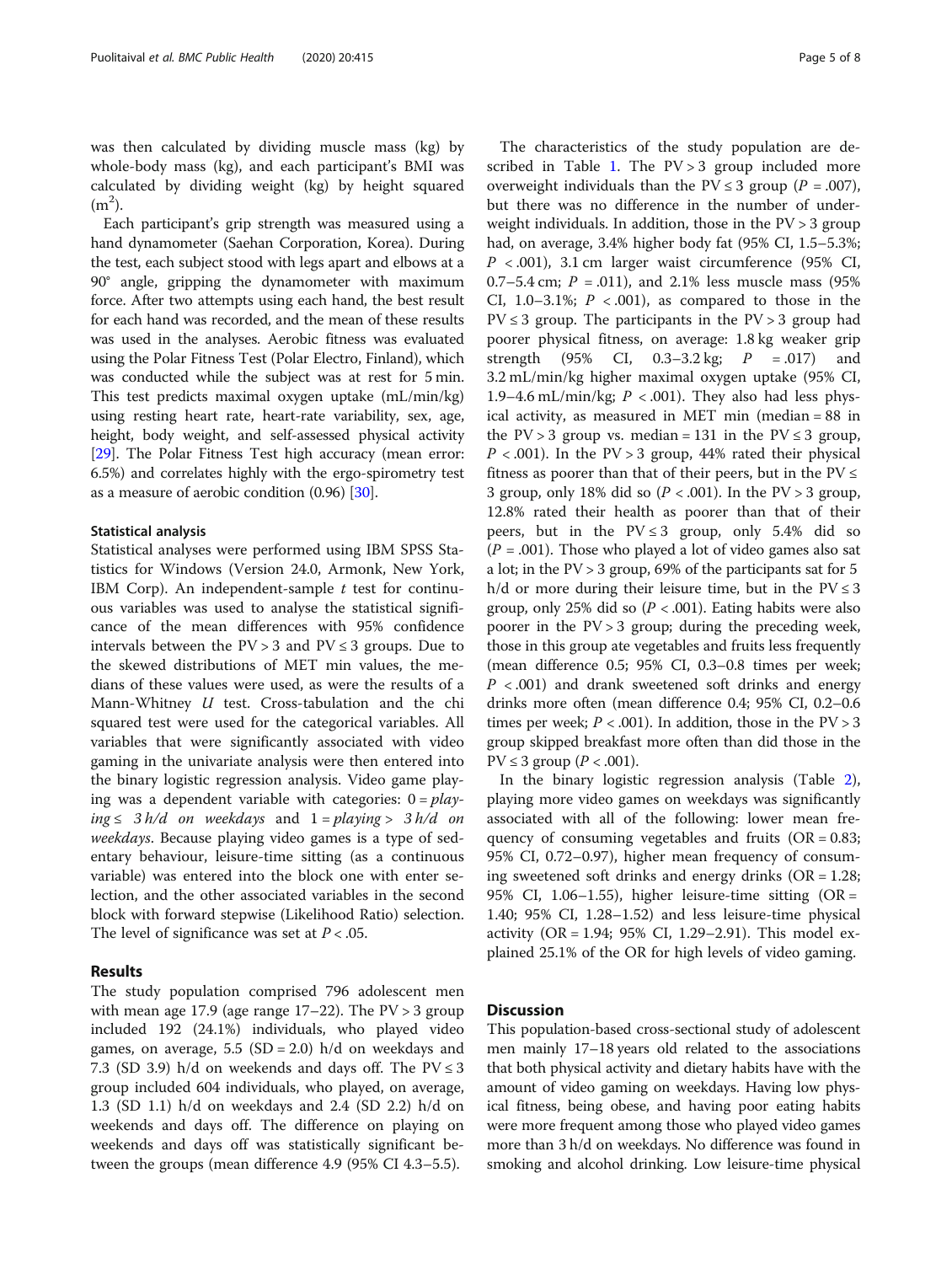was then calculated by dividing muscle mass (kg) by whole-body mass (kg), and each participant's BMI was calculated by dividing weight (kg) by height squared ($m^2$).

Each participant's grip strength was measured using a hand dynamometer (Saehan Corporation, Korea). During the test, each subject stood with legs apart and elbows at a 90° angle, gripping the dynamometer with maximum force. After two attempts using each hand, the best result for each hand was recorded, and the mean of these results was used in the analyses. Aerobic fitness was evaluated using the Polar Fitness Test (Polar Electro, Finland), which was conducted while the subject was at rest for 5 min. This test predicts maximal oxygen uptake (mL/min/kg) using resting heart rate, heart-rate variability, sex, age, height, body weight, and self-assessed physical activity [29]. The Polar Fitness Test high accuracy (mean error: 6.5%) and correlates highly with the ergo-spirometry test as a measure of aerobic condition (0.96) [30].

### Statistical analysis

Statistical analyses were performed using IBM SPSS Statistics for Windows (Version 24.0, Armonk, New York, IBM Corp). An independent-sample *t* test for continuous variables was used to analyse the statistical significance of the mean differences with 95% confidence intervals between the PV > 3 and PV ≤ 3 groups. Due to the skewed distributions of MET min values, the medians of these values were used, as were the results of a Mann-Whitney *U* test. Cross-tabulation and the chi squared test were used for the categorical variables. All variables that were significantly associated with video gaming in the univariate analysis were then entered into the binary logistic regression analysis. Video game playing was a dependent variable with categories: 0 = *playing ≤ 3 h/d on weekdays* and 1 = *playing > 3 h/d on weekdays*. Because playing video games is a type of sedentary behaviour, leisure-time sitting (as a continuous variable) was entered into the block one with enter selection, and the other associated variables in the second block with forward stepwise (Likelihood Ratio) selection. The level of significance was set at $P < .05$.

## Results

The study population comprised 796 adolescent men with mean age 17.9 (age range 17–22). The PV > 3 group included 192 (24.1%) individuals, who played video games, on average, 5.5 (SD = 2.0) h/d on weekdays and 7.3 (SD 3.9) h/d on weekends and days off. The PV ≤ 3 group included 604 individuals, who played, on average, 1.3 (SD 1.1) h/d on weekdays and 2.4 (SD 2.2) h/d on weekends and days off. The difference on playing on weekends and days off was statistically significant between the groups (mean difference 4.9 (95% CI 4.3–5.5).

The characteristics of the study population are described in Table 1. The PV > 3 group included more overweight individuals than the PV ≤ 3 group ($P = .007$), but there was no difference in the number of underweight individuals. In addition, those in the PV > 3 group had, on average, 3.4% higher body fat (95% CI, 1.5–5.3%; $P < .001$), 3.1 cm larger waist circumference (95% CI, 0.7–5.4 cm; $P = .011$), and 2.1% less muscle mass (95% CI, 1.0–3.1%; $P < .001$), as compared to those in the PV ≤ 3 group. The participants in the PV > 3 group had poorer physical fitness, on average: 1.8 kg weaker grip strength (95% CI, 0.3–3.2 kg; $P = .017$) and 3.2 mL/min/kg higher maximal oxygen uptake (95% CI, 1.9–4.6 mL/min/kg; $P < .001$). They also had less physical activity, as measured in MET min (median = 88 in the PV > 3 group vs. median = 131 in the PV ≤ 3 group, $P < .001$). In the PV > 3 group, 44% rated their physical fitness as poorer than that of their peers, but in the PV ≤ 3 group, only 18% did so ($P < .001$). In the PV > 3 group, 12.8% rated their health as poorer than that of their peers, but in the PV ≤ 3 group, only 5.4% did so ($P = .001$). Those who played a lot of video games also sat a lot; in the PV > 3 group, 69% of the participants sat for 5 h/d or more during their leisure time, but in the PV ≤ 3 group, only 25% did so ($P < .001$). Eating habits were also poorer in the PV > 3 group; during the preceding week, those in this group ate vegetables and fruits less frequently (mean difference 0.5; 95% CI, 0.3–0.8 times per week; $P < .001$) and drank sweetened soft drinks and energy drinks more often (mean difference 0.4; 95% CI, 0.2–0.6 times per week; $P < .001$). In addition, those in the PV > 3 group skipped breakfast more often than did those in the PV ≤ 3 group ($P < .001$).

In the binary logistic regression analysis (Table 2), playing more video games on weekdays was significantly associated with all of the following: lower mean frequency of consuming vegetables and fruits (OR = 0.83; 95% CI, 0.72–0.97), higher mean frequency of consuming sweetened soft drinks and energy drinks (OR = 1.28; 95% CI, 1.06–1.55), higher leisure-time sitting (OR = 1.40; 95% CI, 1.28–1.52) and less leisure-time physical activity (OR = 1.94; 95% CI, 1.29–2.91). This model explained 25.1% of the OR for high levels of video gaming.

## Discussion

This population-based cross-sectional study of adolescent men mainly 17–18 years old related to the associations that both physical activity and dietary habits have with the amount of video gaming on weekdays. Having low physical fitness, being obese, and having poor eating habits were more frequent among those who played video games more than 3 h/d on weekdays. No difference was found in smoking and alcohol drinking. Low leisure-time physical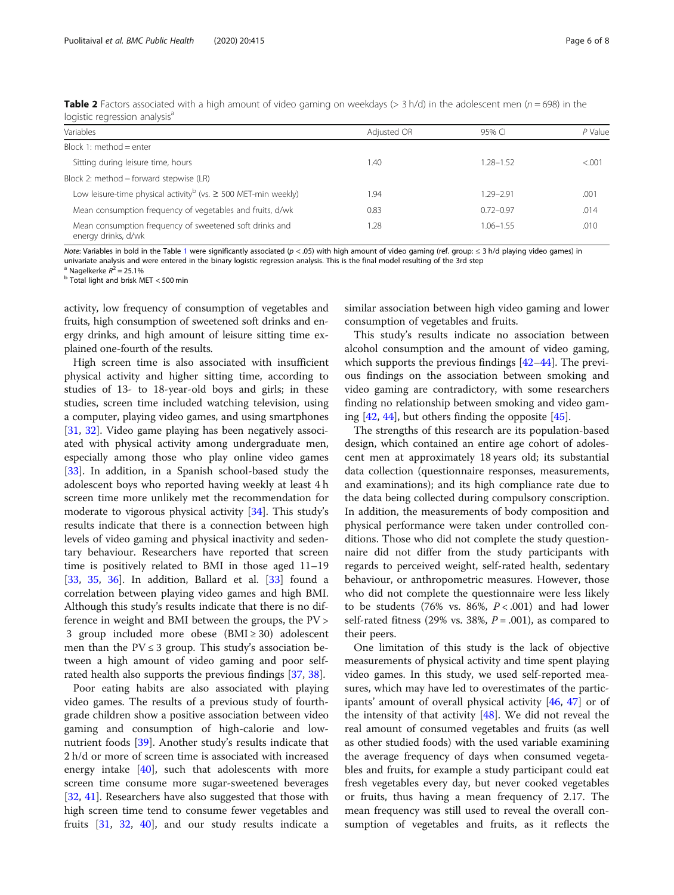**Table 2** Factors associated with a high amount of video gaming on weekdays (> 3 h/d) in the adolescent men ($n = 698$) in the logistic regression analysis[a]

| Variables | Adjusted OR | 95% CI | P Value |
|---|---|---|---|
| Block 1: method = enter | | | |
| Sitting during leisure time, hours | 1.40 | 1.28–1.52 | <.001 |
| Block 2: method = forward stepwise (LR) | | | |
| Low leisure-time physical activity[b] (vs. ≥ 500 MET-min weekly) | 1.94 | 1.29–2.91 | .001 |
| Mean consumption frequency of vegetables and fruits, d/wk | 0.83 | 0.72–0.97 | .014 |
| Mean consumption frequency of sweetened soft drinks and energy drinks, d/wk | 1.28 | 1.06–1.55 | .010 |

*Note*: Variables in bold in the Table 1 were significantly associated ($p < .05$) with high amount of video gaming (ref. group: ≤ 3 h/d playing video games) in univariate analysis and were entered in the binary logistic regression analysis. This is the final model resulting of the 3rd step

[a] Nagelkerke $R^2 = 25.1\%$

[b] Total light and brisk MET < 500 min

activity, low frequency of consumption of vegetables and fruits, high consumption of sweetened soft drinks and energy drinks, and high amount of leisure sitting time explained one-fourth of the results.

High screen time is also associated with insufficient physical activity and higher sitting time, according to studies of 13- to 18-year-old boys and girls; in these studies, screen time included watching television, using a computer, playing video games, and using smartphones [31, 32]. Video game playing has been negatively associated with physical activity among undergraduate men, especially among those who play online video games [33]. In addition, in a Spanish school-based study the adolescent boys who reported having weekly at least 4 h screen time more unlikely met the recommendation for moderate to vigorous physical activity [34]. This study's results indicate that there is a connection between high levels of video gaming and physical inactivity and sedentary behaviour. Researchers have reported that screen time is positively related to BMI in those aged 11–19 [33, 35, 36]. In addition, Ballard et al. [33] found a correlation between playing video games and high BMI. Although this study's results indicate that there is no difference in weight and BMI between the groups, the PV > 3 group included more obese (BMI ≥ 30) adolescent men than the PV ≤ 3 group. This study's association between a high amount of video gaming and poor self-rated health also supports the previous findings [37, 38].

Poor eating habits are also associated with playing video games. The results of a previous study of fourth-grade children show a positive association between video gaming and consumption of high-calorie and low-nutrient foods [39]. Another study's results indicate that 2 h/d or more of screen time is associated with increased energy intake [40], such that adolescents with more screen time consume more sugar-sweetened beverages [32, 41]. Researchers have also suggested that those with high screen time tend to consume fewer vegetables and fruits [31, 32, 40], and our study results indicate a similar association between high video gaming and lower consumption of vegetables and fruits.

This study's results indicate no association between alcohol consumption and the amount of video gaming, which supports the previous findings [42–44]. The previous findings on the association between smoking and video gaming are contradictory, with some researchers finding no relationship between smoking and video gaming [42, 44], but others finding the opposite [45].

The strengths of this research are its population-based design, which contained an entire age cohort of adolescent men at approximately 18 years old; its substantial data collection (questionnaire responses, measurements, and examinations); and its high compliance rate due to the data being collected during compulsory conscription. In addition, the measurements of body composition and physical performance were taken under controlled conditions. Those who did not complete the study questionnaire did not differ from the study participants with regards to perceived weight, self-rated health, sedentary behaviour, or anthropometric measures. However, those who did not complete the questionnaire were less likely to be students (76% vs. 86%, $P < .001$) and had lower self-rated fitness (29% vs. 38%, $P = .001$), as compared to their peers.

One limitation of this study is the lack of objective measurements of physical activity and time spent playing video games. In this study, we used self-reported measures, which may have led to overestimates of the participants' amount of overall physical activity [46, 47] or of the intensity of that activity [48]. We did not reveal the real amount of consumed vegetables and fruits (as well as other studied foods) with the used variable examining the average frequency of days when consumed vegetables and fruits, for example a study participant could eat fresh vegetables every day, but never cooked vegetables or fruits, thus having a mean frequency of 2.17. The mean frequency was still used to reveal the overall consumption of vegetables and fruits, as it reflects the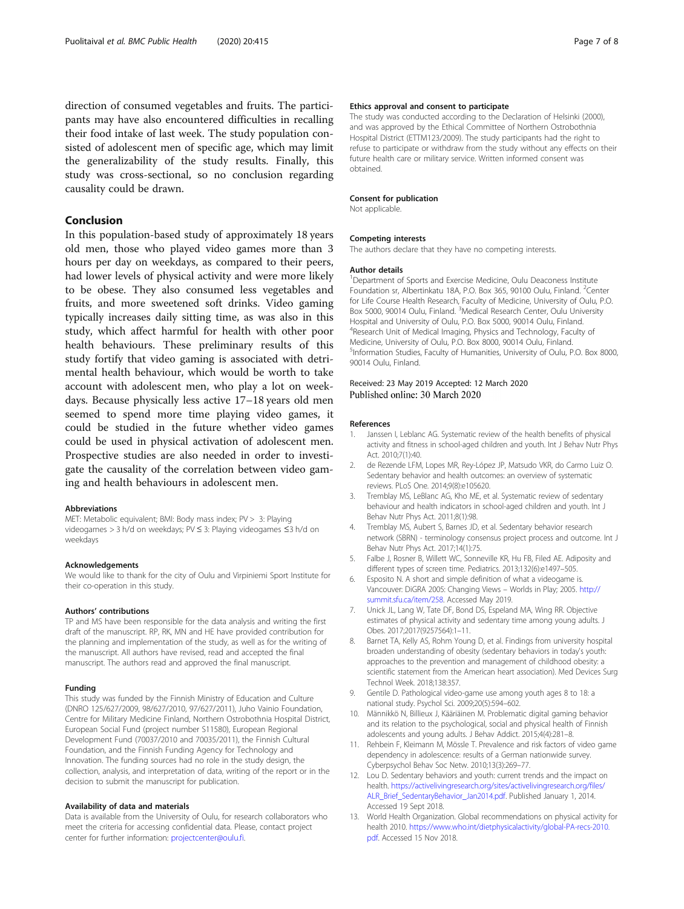direction of consumed vegetables and fruits. The participants may have also encountered difficulties in recalling their food intake of last week. The study population consisted of adolescent men of specific age, which may limit the generalizability of the study results. Finally, this study was cross-sectional, so no conclusion regarding causality could be drawn.

## Conclusion

In this population-based study of approximately 18 years old men, those who played video games more than 3 hours per day on weekdays, as compared to their peers, had lower levels of physical activity and were more likely to be obese. They also consumed less vegetables and fruits, and more sweetened soft drinks. Video gaming typically increases daily sitting time, as was also in this study, which affect harmful for health with other poor health behaviours. These preliminary results of this study fortify that video gaming is associated with detrimental health behaviour, which would be worth to take account with adolescent men, who play a lot on weekdays. Because physically less active 17–18 years old men seemed to spend more time playing video games, it could be studied in the future whether video games could be used in physical activation of adolescent men. Prospective studies are also needed in order to investigate the causality of the correlation between video gaming and health behaviours in adolescent men.

#### Abbreviations

MET: Metabolic equivalent; BMI: Body mass index; PV > 3: Playing videogames > 3 h/d on weekdays; PV ≤ 3: Playing videogames ≤3 h/d on weekdays

#### Acknowledgements

We would like to thank for the city of Oulu and Virpiniemi Sport Institute for their co-operation in this study.

#### Authors' contributions

TP and MS have been responsible for the data analysis and writing the first draft of the manuscript. RP, RK, MN and HE have provided contribution for the planning and implementation of the study, as well as for the writing of the manuscript. All authors have revised, read and accepted the final manuscript. The authors read and approved the final manuscript.

#### Funding

This study was funded by the Finnish Ministry of Education and Culture (DNRO 125/627/2009, 98/627/2010, 97/627/2011), Juho Vainio Foundation, Centre for Military Medicine Finland, Northern Ostrobothnia Hospital District, European Social Fund (project number S11580), European Regional Development Fund (70037/2010 and 70035/2011), the Finnish Cultural Foundation, and the Finnish Funding Agency for Technology and Innovation. The funding sources had no role in the study design, the collection, analysis, and interpretation of data, writing of the report or in the decision to submit the manuscript for publication.

#### Availability of data and materials

Data is available from the University of Oulu, for research collaborators who meet the criteria for accessing confidential data. Please, contact project center for further information: projectcenter@oulu.fi.

#### Ethics approval and consent to participate

The study was conducted according to the Declaration of Helsinki (2000), and was approved by the Ethical Committee of Northern Ostrobothnia Hospital District (ETTM123/2009). The study participants had the right to refuse to participate or withdraw from the study without any effects on their future health care or military service. Written informed consent was obtained.

#### Consent for publication

Not applicable.

#### Competing interests

The authors declare that they have no competing interests.

#### Author details

[1]Department of Sports and Exercise Medicine, Oulu Deaconess Institute Foundation sr, Albertinkatu 18A, P.O. Box 365, 90100 Oulu, Finland. [2]Center for Life Course Health Research, Faculty of Medicine, University of Oulu, P.O. Box 5000, 90014 Oulu, Finland. [3]Medical Research Center, Oulu University Hospital and University of Oulu, P.O. Box 5000, 90014 Oulu, Finland. [4]Research Unit of Medical Imaging, Physics and Technology, Faculty of Medicine, University of Oulu, P.O. Box 8000, 90014 Oulu, Finland. [5]Information Studies, Faculty of Humanities, University of Oulu, P.O. Box 8000, 90014 Oulu, Finland.

Received: 23 May 2019 Accepted: 12 March 2020
Published online: 30 March 2020

#### References

1. Janssen I, Leblanc AG. Systematic review of the health benefits of physical activity and fitness in school-aged children and youth. Int J Behav Nutr Phys Act. 2010;7(1):40.
2. de Rezende LFM, Lopes MR, Rey-López JP, Matsudo VKR, do Carmo Luiz O. Sedentary behavior and health outcomes: an overview of systematic reviews. PLoS One. 2014;9(8):e105620.
3. Tremblay MS, LeBlanc AG, Kho ME, et al. Systematic review of sedentary behaviour and health indicators in school-aged children and youth. Int J Behav Nutr Phys Act. 2011;8(1):98.
4. Tremblay MS, Aubert S, Barnes JD, et al. Sedentary behavior research network (SBRN) - terminology consensus project process and outcome. Int J Behav Nutr Phys Act. 2017;14(1):75.
5. Falbe J, Rosner B, Willett WC, Sonneville KR, Hu FB, Filed AE. Adiposity and different types of screen time. Pediatrics. 2013;132(6):e1497–505.
6. Esposito N. A short and simple definition of what a videogame is. Vancouver: DiGRA 2005: Changing Views – Worlds in Play; 2005. http://summit.sfu.ca/item/258. Accessed May 2019.
7. Unick JL, Lang W, Tate DF, Bond DS, Espeland MA, Wing RR. Objective estimates of physical activity and sedentary time among young adults. J Obes. 2017;2017(9257564):1–11.
8. Barnet TA, Kelly AS, Rohm Young D, et al. Findings from university hospital broaden understanding of obesity (sedentary behaviors in today's youth: approaches to the prevention and management of childhood obesity: a scientific statement from the American heart association). Med Devices Surg Technol Week. 2018;138:357.
9. Gentile D. Pathological video-game use among youth ages 8 to 18: a national study. Psychol Sci. 2009;20(5):594–602.
10. Männikkö N, Billieux J, Kääriäinen M. Problematic digital gaming behavior and its relation to the psychological, social and physical health of Finnish adolescents and young adults. J Behav Addict. 2015;4(4):281–8.
11. Rehbein F, Kleimann M, Mössle T. Prevalence and risk factors of video game dependency in adolescence: results of a German nationwide survey. Cyberpsychol Behav Soc Netw. 2010;13(3):269–77.
12. Lou D. Sedentary behaviors and youth: current trends and the impact on health. https://activelivingresearch.org/sites/activelivingresearch.org/files/ALR_Brief_SedentaryBehavior_Jan2014.pdf. Published January 1, 2014. Accessed 19 Sept 2018.
13. World Health Organization. Global recommendations on physical activity for health 2010. https://www.who.int/dietphysicalactivity/global-PA-recs-2010.pdf. Accessed 15 Nov 2018.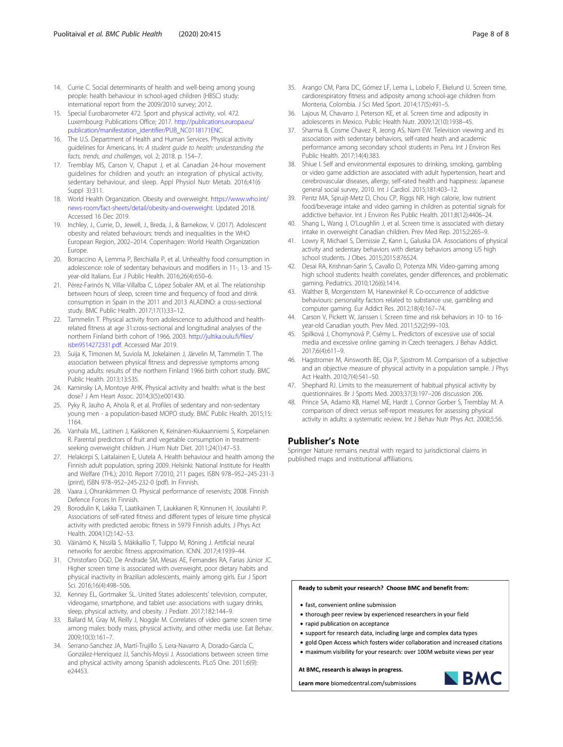14. Currie C. Social determinants of health and well-being among young people: health behaviour in school-aged children (HBSC) study: international report from the 2009/2010 survey; 2012.
15. Special Eurobarometer 472. Sport and physical activity, vol. 472. Luxembourg: Publications Office; 2017. http://publications.europa.eu/publication/manifestation_identifier/PUB_NC0118171ENC.
16. The U.S. Department of Health and Human Services. Physical activity guidelines for Americans. In: *A student guide to health: understanding the facts, trends, and challenges*, vol. 2; 2018. p. 154–7.
17. Tremblay MS, Carson V, Chaput J, et al. Canadian 24-hour movement guidelines for children and youth: an integration of physical activity, sedentary behaviour, and sleep. Appl Physiol Nutr Metab. 2016;41(6 Suppl 3):311.
18. World Health Organization. Obesity and overweight. https://www.who.int/news-room/fact-sheets/detail/obesity-and-overweight. Updated 2018. Accessed 16 Dec 2019.
19. Inchley, J., Currie, D., Jewell, J., Breda, J., & Barnekow, V. (2017). Adolescent obesity and related behaviours: trends and inequalities in the WHO European Region, 2002–2014. Copenhagen: World Health Organization Europe.
20. Borraccino A, Lemma P, Berchialla P, et al. Unhealthy food consumption in adolescence: role of sedentary behaviours and modifiers in 11-, 13- and 15-year-old Italians. Eur J Public Health. 2016;26(4):650–6.
21. Pérez-Farinós N, Villar-Villalba C, López Sobaler AM, et al. The relationship between hours of sleep, screen time and frequency of food and drink consumption in Spain in the 2011 and 2013 ALADINO: a cross-sectional study. BMC Public Health. 2017;17(1):33–12.
22. Tammelin T. Physical activity from adolescence to adulthood and health-related fitness at age 31:cross-sectional and longitudinal analyses of the northern Finland birth cohort of 1966. 2003. http://jultika.oulu.fi/files/isbn9514272331.pdf. Accessed Mar 2019.
23. Suija K, Timonen M, Suviola M, Jokelainen J, Järvelin M, Tammelin T. The association between physical fitness and depressive symptoms among young adults: results of the northern Finland 1966 birth cohort study. BMC Public Health. 2013;13:535.
24. Kaminsky LA, Montoye AHK. Physical activity and health: what is the best dose? J Am Heart Assoc. 2014;3(5):e001430.
25. Pyky R, Jauho A, Ahola R, et al. Profiles of sedentary and non-sedentary young men - a population-based MOPO study. BMC Public Health. 2015;15:1164.
26. Vanhala ML, Laitinen J, Kaikkonen K, Keinänen-Kiukaanniemi S, Korpelainen R. Parental predictors of fruit and vegetable consumption in treatment-seeking overweight children. J Hum Nutr Diet. 2011;24(1):47–53.
27. Helakorpi S, Laitalainen E, Uutela A. Health behaviour and health among the Finnish adult population, spring 2009. Helsinki: National Institute for Health and Welfare (THL); 2010. Report 7/2010, 211 pages. ISBN 978–952–245-231-3 (print), ISBN 978–952–245-232-0 (pdf). In Finnish.
28. Vaara J, Ohrankämmen O. Physical performance of reservists; 2008. Finnish Defence Forces In Finnish.
29. Borodulin K, Lakka T, Laatikainen T, Laukkanen R, Kinnunen H, Jousilahti P. Associations of self-rated fitness and different types of leisure time physical activity with predicted aerobic fitness in 5979 Finnish adults. J Phys Act Health. 2004;1(2):142–53.
30. Väinämö K, Nissilä S, Mäkikallio T, Tulppo M, Röning J. Artificial neural networks for aerobic fitness approximation. ICNN. 2017;4:1939–44.
31. Christofaro DGD, De Andrade SM, Mesas AE, Fernandes RA, Farias Júnior JC. Higher screen time is associated with overweight, poor dietary habits and physical inactivity in Brazilian adolescents, mainly among girls. Eur J Sport Sci. 2016;16(4):498–506.
32. Kenney EL, Gortmaker SL. United States adolescents' television, computer, videogame, smartphone, and tablet use: associations with sugary drinks, sleep, physical activity, and obesity. J Pediatr. 2017;182:144–9.
33. Ballard M, Gray M, Reilly J, Noggle M. Correlates of video game screen time among males: body mass, physical activity, and other media use. Eat Behav. 2009;10(3):161–7.
34. Serrano-Sanchez JA, Martí-Trujillo S, Lera-Navarro A, Dorado-García C, González-Henríquez JJ, Sanchís-Moysi J. Associations between screen time and physical activity among Spanish adolescents. PLoS One. 2011;6(9):e24453.
35. Arango CM, Parra DC, Gómez LF, Lema L, Lobelo F, Ekelund U. Screen time, cardiorespiratory fitness and adiposity among school-age children from Monteria, Colombia. J Sci Med Sport. 2014;17(5):491–5.
36. Lajous M, Chavarro J, Peterson KE, et al. Screen time and adiposity in adolescents in Mexico. Public Health Nutr. 2009;12(10):1938–45.
37. Sharma B, Cosme Chavez R, Jeong AS, Nam EW. Television viewing and its association with sedentary behaviors, self-rated heath and academic performance among secondary school students in Peru. Int J Environ Res Public Health. 2017;14(4):383.
38. Shiue I. Self and environmental exposures to drinking, smoking, gambling or video game addiction are associated with adult hypertension, heart and cerebrovascular diseases, allergy, self-rated health and happiness: Japanese general social survey, 2010. Int J Cardiol. 2015;181:403–12.
39. Pentz MA, Spruijt-Metz D, Chou CP, Riggs NR. High calorie, low nutrient food/beverage intake and video gaming in children as potential signals for addictive behavior. Int J Environ Res Public Health. 2011;8(12):4406–24.
40. Shang L, Wang J, O'Loughlin J, et al. Screen time is associated with dietary intake in overweight Canadian children. Prev Med Rep. 2015;2:265–9.
41. Lowry R, Michael S, Demissie Z, Kann L, Galuska DA. Associations of physical activity and sedentary behaviors with dietary behaviors among US high school students. J Obes. 2015;2015:876524.
42. Desai RA, Krishnan-Sarin S, Cavallo D, Potenza MN. Video-gaming among high school students: health correlates, gender differences, and problematic gaming. Pediatrics. 2010;126(6):1414.
43. Walther B, Morgenstern M, Hanewinkel R. Co-occurrence of addictive behaviours: personality factors related to substance use, gambling and computer gaming. Eur Addict Res. 2012;18(4):167–74.
44. Carson V, Pickett W, Janssen I. Screen time and risk behaviors in 10- to 16-year-old Canadian youth. Prev Med. 2011;52(2):99–103.
45. Spilková J, Chomynová P, Csémy L. Predictors of excessive use of social media and excessive online gaming in Czech teenagers. J Behav Addict. 2017;6(4):611–9.
46. Hagstromer M, Ainsworth BE, Oja P, Sjostrom M. Comparison of a subjective and an objective measure of physical activity in a population sample. J Phys Act Health. 2010;7(4):541–50.
47. Shephard RJ. Limits to the measurement of habitual physical activity by questionnaires. Br J Sports Med. 2003;37(3):197–206 discussion 206.
48. Prince SA, Adamo KB, Hamel ME, Hardt J, Connor Gorber S, Tremblay M. A comparison of direct versus self-report measures for assessing physical activity in adults: a systematic review. Int J Behav Nutr Phys Act. 2008;5:56.

## Publisher's Note

Springer Nature remains neutral with regard to jurisdictional claims in published maps and institutional affiliations.

**Ready to submit your research? Choose BMC and benefit from:**

- fast, convenient online submission
- thorough peer review by experienced researchers in your field
- rapid publication on acceptance
- support for research data, including large and complex data types
- gold Open Access which fosters wider collaboration and increased citations
- maximum visibility for your research: over 100M website views per year

**At BMC, research is always in progress.**

**Learn more** biomedcentral.com/submissions

BMC